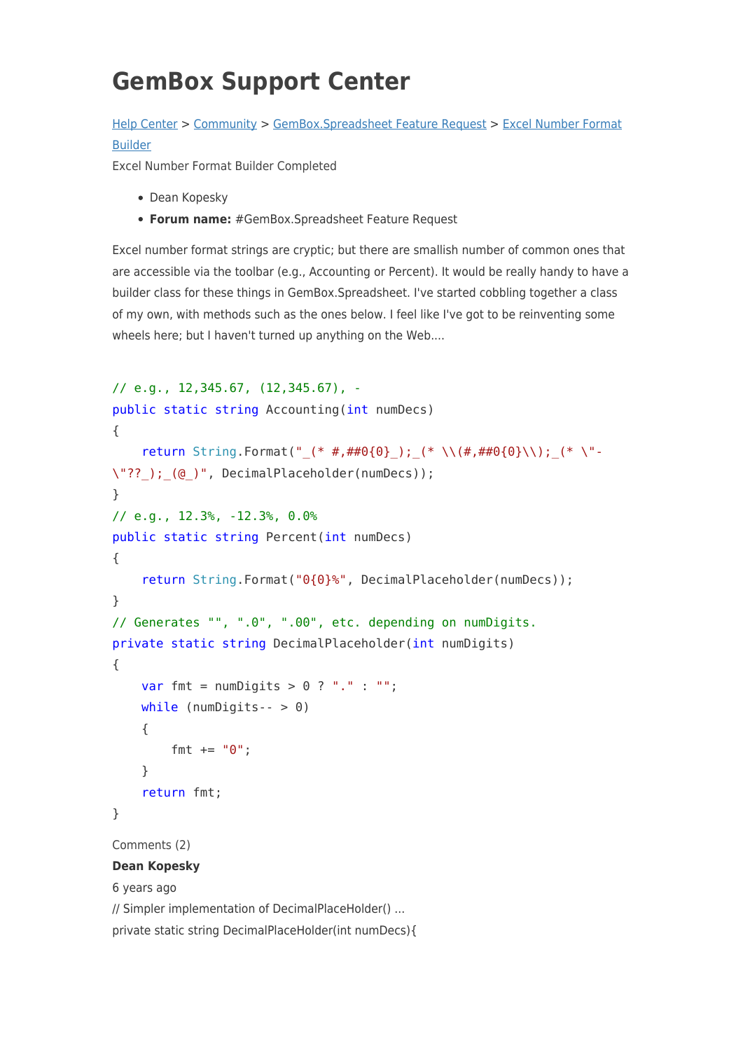# GemBox Support Center

[Help Center](#) > [Community](#) > [GemBox.Spreadsheet Feature Request](#) > [Excel Number Format Builder](#)

Excel Number Format Builder Completed

- Dean Kopesky
- **Forum name:** #GemBox.Spreadsheet Feature Request

Excel number format strings are cryptic; but there are smallish number of common ones that are accessible via the toolbar (e.g., Accounting or Percent). It would be really handy to have a builder class for these things in GemBox.Spreadsheet. I've started cobbling together a class of my own, with methods such as the ones below. I feel like I've got to be reinventing some wheels here; but I haven't turned up anything on the Web....

```
// e.g., 12,345.67, (12,345.67), -
public static string Accounting(int numDecs)
{
    return String.Format("_(* #,##0{0}_);_(* \\(#,##0{0}\\);_(* \"-\"??_);_(@_)", DecimalPlaceholder(numDecs));
}
// e.g., 12.3%, -12.3%, 0.0%
public static string Percent(int numDecs)
{
    return String.Format("0{0}%", DecimalPlaceholder(numDecs));
}
// Generates "", ".0", ".00", etc. depending on numDigits.
private static string DecimalPlaceholder(int numDigits)
{
    var fmt = numDigits > 0 ? "." : "";
    while (numDigits-- > 0)
    {
        fmt += "0";
    }
    return fmt;
}
```

Comments (2)

**Dean Kopesky**

6 years ago

// Simpler implementation of DecimalPlaceHolder() ...

private static string DecimalPlaceHolder(int numDecs){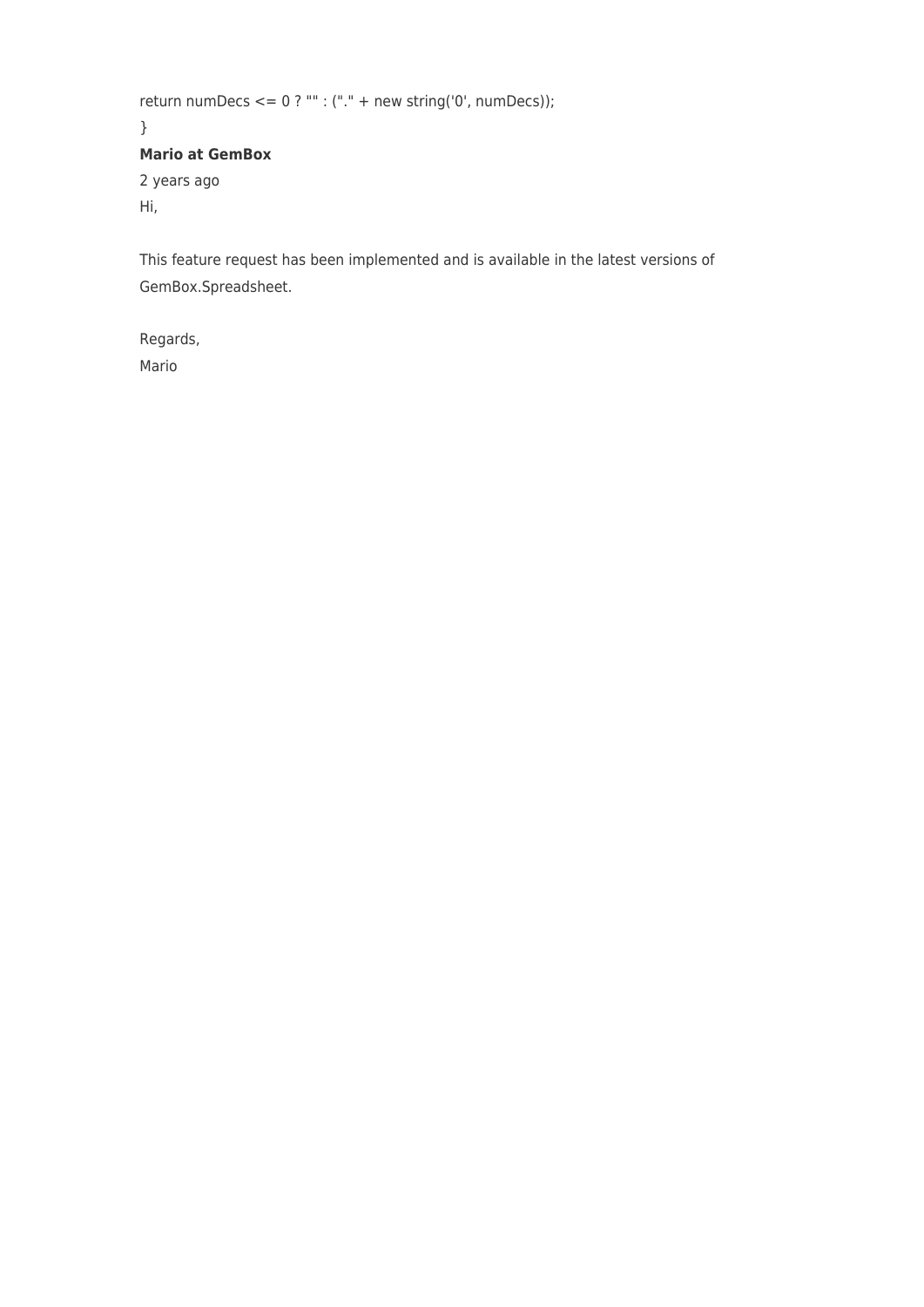```
return numDecs <= 0 ? "" : ("." + new string('0', numDecs));
}
```

**Mario at GemBox**

2 years ago

Hi,

This feature request has been implemented and is available in the latest versions of GemBox.Spreadsheet.

Regards,
Mario